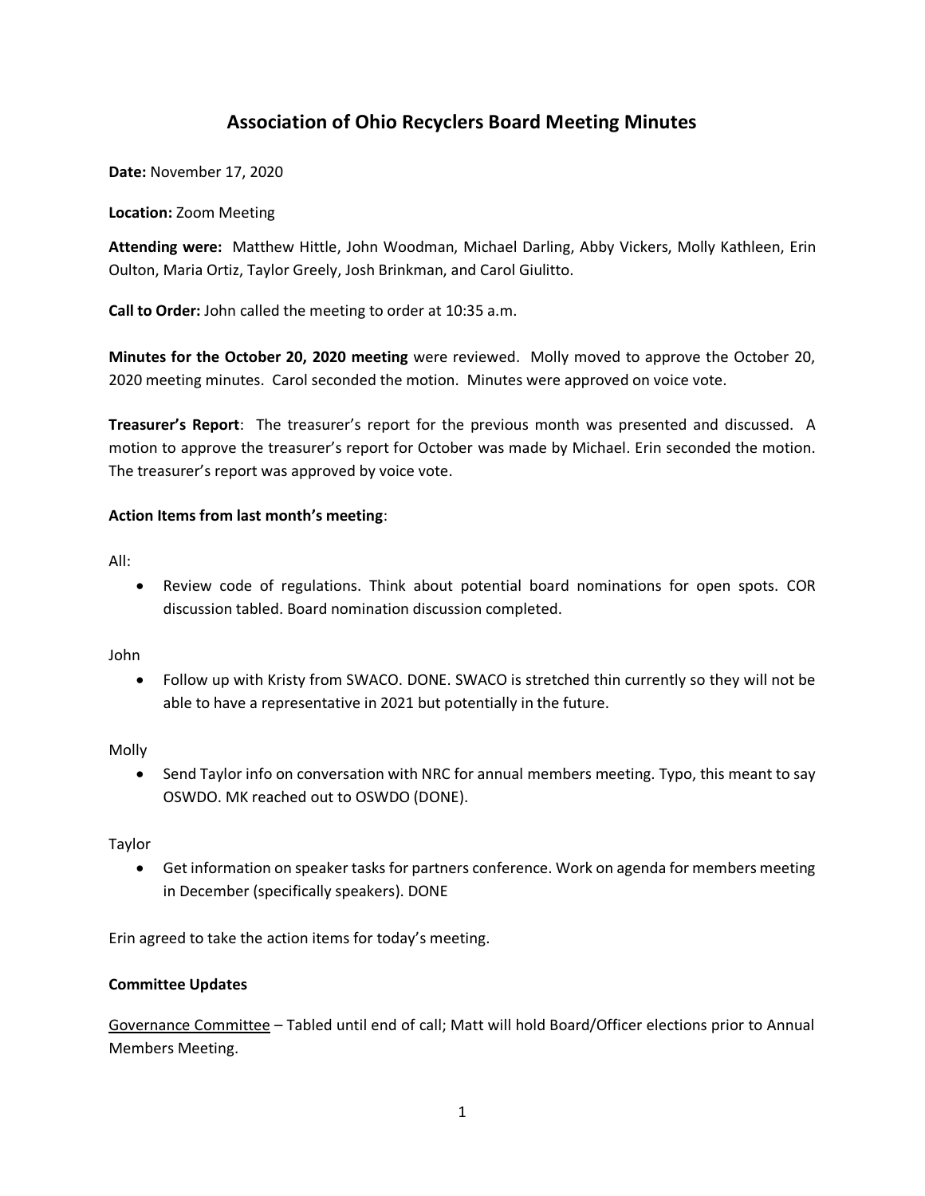# Association of Ohio Recyclers Board Meeting Minutes

**Date:** November 17, 2020

**Location:** Zoom Meeting

**Attending were:** Matthew Hittle, John Woodman, Michael Darling, Abby Vickers, Molly Kathleen, Erin Oulton, Maria Ortiz, Taylor Greely, Josh Brinkman, and Carol Giulitto.

**Call to Order:** John called the meeting to order at 10:35 a.m.

**Minutes for the October 20, 2020 meeting** were reviewed. Molly moved to approve the October 20, 2020 meeting minutes. Carol seconded the motion. Minutes were approved on voice vote.

**Treasurer's Report**: The treasurer's report for the previous month was presented and discussed. A motion to approve the treasurer's report for October was made by Michael. Erin seconded the motion. The treasurer's report was approved by voice vote.

**Action Items from last month's meeting**:

All:

- Review code of regulations. Think about potential board nominations for open spots. COR discussion tabled. Board nomination discussion completed.

John

- Follow up with Kristy from SWACO. DONE. SWACO is stretched thin currently so they will not be able to have a representative in 2021 but potentially in the future.

Molly

- Send Taylor info on conversation with NRC for annual members meeting. Typo, this meant to say OSWDO. MK reached out to OSWDO (DONE).

Taylor

- Get information on speaker tasks for partners conference. Work on agenda for members meeting in December (specifically speakers). DONE

Erin agreed to take the action items for today's meeting.

**Committee Updates**

Governance Committee – Tabled until end of call; Matt will hold Board/Officer elections prior to Annual Members Meeting.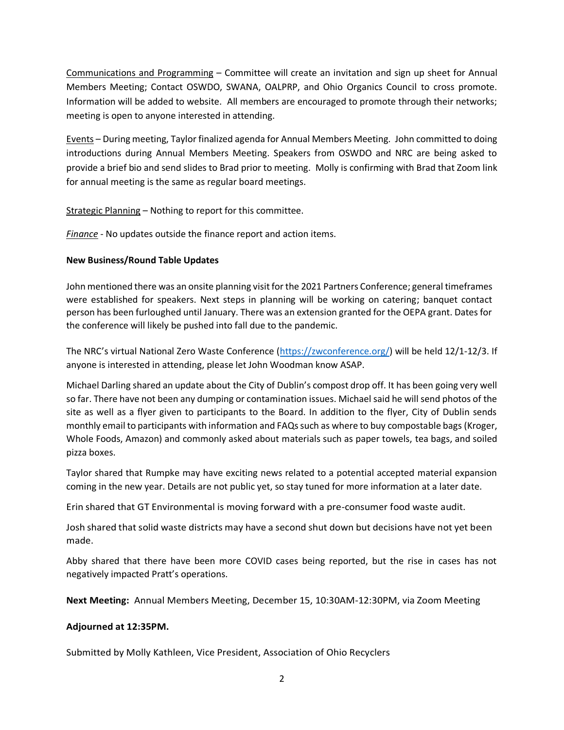Communications and Programming – Committee will create an invitation and sign up sheet for Annual Members Meeting; Contact OSWDO, SWANA, OALPRP, and Ohio Organics Council to cross promote. Information will be added to website. All members are encouraged to promote through their networks; meeting is open to anyone interested in attending.

Events – During meeting, Taylor finalized agenda for Annual Members Meeting. John committed to doing introductions during Annual Members Meeting. Speakers from OSWDO and NRC are being asked to provide a brief bio and send slides to Brad prior to meeting. Molly is confirming with Brad that Zoom link for annual meeting is the same as regular board meetings.

Strategic Planning – Nothing to report for this committee.

*Finance* - No updates outside the finance report and action items.

**New Business/Round Table Updates**

John mentioned there was an onsite planning visit for the 2021 Partners Conference; general timeframes were established for speakers. Next steps in planning will be working on catering; banquet contact person has been furloughed until January. There was an extension granted for the OEPA grant. Dates for the conference will likely be pushed into fall due to the pandemic.

The NRC's virtual National Zero Waste Conference (https://zwconference.org/) will be held 12/1-12/3. If anyone is interested in attending, please let John Woodman know ASAP.

Michael Darling shared an update about the City of Dublin's compost drop off. It has been going very well so far. There have not been any dumping or contamination issues. Michael said he will send photos of the site as well as a flyer given to participants to the Board. In addition to the flyer, City of Dublin sends monthly email to participants with information and FAQs such as where to buy compostable bags (Kroger, Whole Foods, Amazon) and commonly asked about materials such as paper towels, tea bags, and soiled pizza boxes.

Taylor shared that Rumpke may have exciting news related to a potential accepted material expansion coming in the new year. Details are not public yet, so stay tuned for more information at a later date.

Erin shared that GT Environmental is moving forward with a pre-consumer food waste audit.

Josh shared that solid waste districts may have a second shut down but decisions have not yet been made.

Abby shared that there have been more COVID cases being reported, but the rise in cases has not negatively impacted Pratt's operations.

**Next Meeting:** Annual Members Meeting, December 15, 10:30AM-12:30PM, via Zoom Meeting

**Adjourned at 12:35PM.**

Submitted by Molly Kathleen, Vice President, Association of Ohio Recyclers